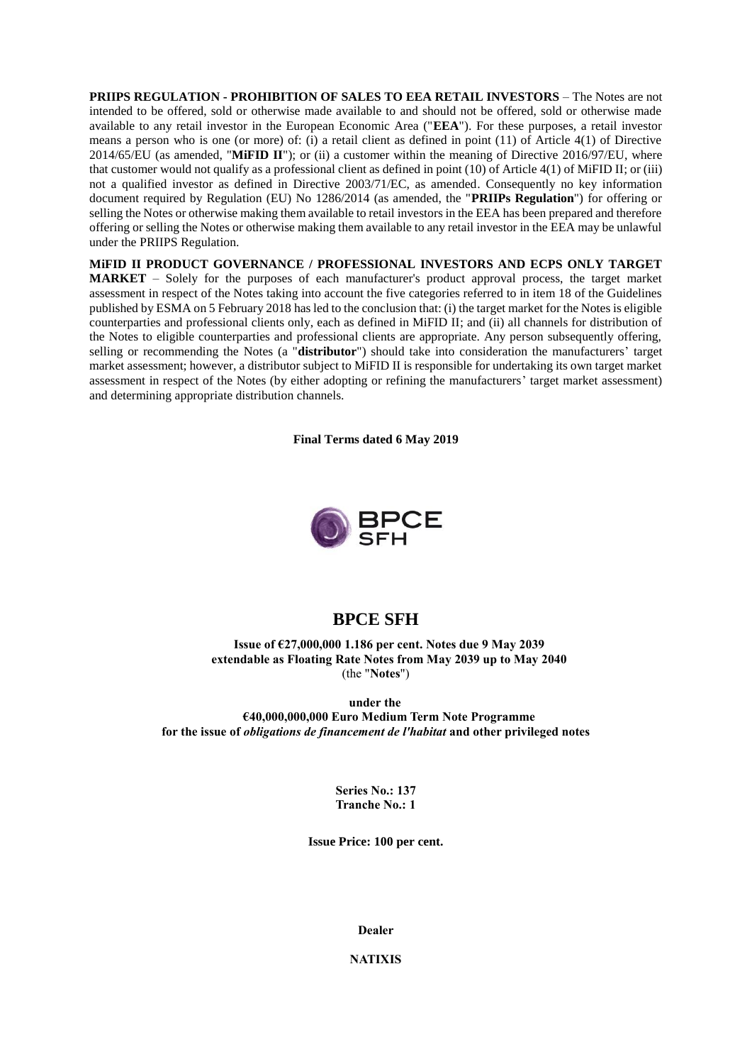**PRIIPS REGULATION - PROHIBITION OF SALES TO EEA RETAIL INVESTORS** – The Notes are not intended to be offered, sold or otherwise made available to and should not be offered, sold or otherwise made available to any retail investor in the European Economic Area ("**EEA**"). For these purposes, a retail investor means a person who is one (or more) of: (i) a retail client as defined in point (11) of Article 4(1) of Directive 2014/65/EU (as amended, "**MiFID II**"); or (ii) a customer within the meaning of Directive 2016/97/EU, where that customer would not qualify as a professional client as defined in point (10) of Article 4(1) of MiFID II; or (iii) not a qualified investor as defined in Directive 2003/71/EC, as amended. Consequently no key information document required by Regulation (EU) No 1286/2014 (as amended, the "**PRIIPs Regulation**") for offering or selling the Notes or otherwise making them available to retail investors in the EEA has been prepared and therefore offering or selling the Notes or otherwise making them available to any retail investor in the EEA may be unlawful under the PRIIPS Regulation.

**MiFID II PRODUCT GOVERNANCE / PROFESSIONAL INVESTORS AND ECPS ONLY TARGET MARKET** – Solely for the purposes of each manufacturer's product approval process, the target market assessment in respect of the Notes taking into account the five categories referred to in item 18 of the Guidelines published by ESMA on 5 February 2018 has led to the conclusion that: (i) the target market for the Notes is eligible counterparties and professional clients only, each as defined in MiFID II; and (ii) all channels for distribution of the Notes to eligible counterparties and professional clients are appropriate. Any person subsequently offering, selling or recommending the Notes (a "**distributor**") should take into consideration the manufacturers' target market assessment; however, a distributor subject to MiFID II is responsible for undertaking its own target market assessment in respect of the Notes (by either adopting or refining the manufacturers' target market assessment) and determining appropriate distribution channels.

**Final Terms dated 6 May 2019**

BPCE SFH

# BPCE SFH

**Issue of €27,000,000 1.186 per cent. Notes due 9 May 2039**
**extendable as Floating Rate Notes from May 2039 up to May 2040**
(the "**Notes**")

**under the**
**€40,000,000,000 Euro Medium Term Note Programme**
**for the issue of *obligations de financement de l'habitat* and other privileged notes**

**Series No.: 137**
**Tranche No.: 1**

**Issue Price: 100 per cent.**

**Dealer**

**NATIXIS**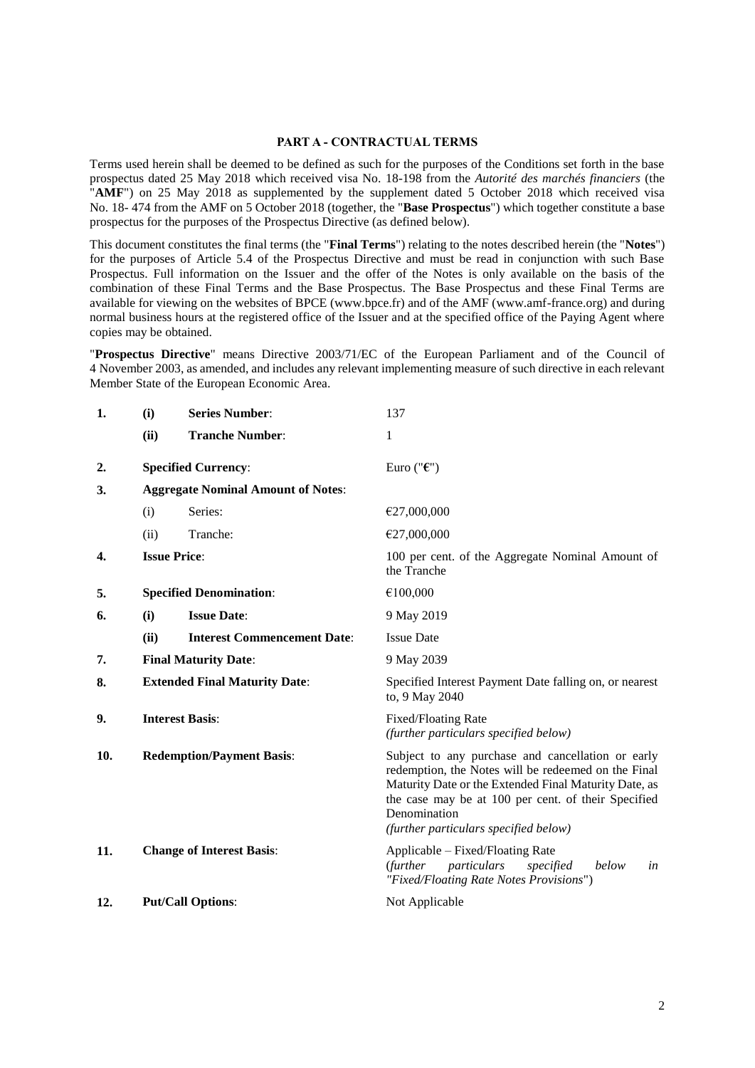## PART A - CONTRACTUAL TERMS

Terms used herein shall be deemed to be defined as such for the purposes of the Conditions set forth in the base prospectus dated 25 May 2018 which received visa No. 18-198 from the *Autorité des marchés financiers* (the "**AMF**") on 25 May 2018 as supplemented by the supplement dated 5 October 2018 which received visa No. 18- 474 from the AMF on 5 October 2018 (together, the "**Base Prospectus**") which together constitute a base prospectus for the purposes of the Prospectus Directive (as defined below).

This document constitutes the final terms (the "**Final Terms**") relating to the notes described herein (the "**Notes**") for the purposes of Article 5.4 of the Prospectus Directive and must be read in conjunction with such Base Prospectus. Full information on the Issuer and the offer of the Notes is only available on the basis of the combination of these Final Terms and the Base Prospectus. The Base Prospectus and these Final Terms are available for viewing on the websites of BPCE (www.bpce.fr) and of the AMF (www.amf-france.org) and during normal business hours at the registered office of the Issuer and at the specified office of the Paying Agent where copies may be obtained.

"**Prospectus Directive**" means Directive 2003/71/EC of the European Parliament and of the Council of 4 November 2003, as amended, and includes any relevant implementing measure of such directive in each relevant Member State of the European Economic Area.

| | | | |
|---|---|---|---|
| **1.** | **(i)** | **Series Number**: | 137 |
| | **(ii)** | **Tranche Number**: | 1 |
| **2.** | | **Specified Currency**: | Euro ("**€**") |
| **3.** | | **Aggregate Nominal Amount of Notes**: | |
| | (i) | Series: | €27,000,000 |
| | (ii) | Tranche: | €27,000,000 |
| **4.** | | **Issue Price**: | 100 per cent. of the Aggregate Nominal Amount of the Tranche |
| **5.** | | **Specified Denomination**: | €100,000 |
| **6.** | **(i)** | **Issue Date**: | 9 May 2019 |
| | **(ii)** | **Interest Commencement Date**: | Issue Date |
| **7.** | | **Final Maturity Date**: | 9 May 2039 |
| **8.** | | **Extended Final Maturity Date**: | Specified Interest Payment Date falling on, or nearest to, 9 May 2040 |
| **9.** | | **Interest Basis**: | Fixed/Floating Rate<br>*(further particulars specified below)* |
| **10.** | | **Redemption/Payment Basis**: | Subject to any purchase and cancellation or early redemption, the Notes will be redeemed on the Final Maturity Date or the Extended Final Maturity Date, as the case may be at 100 per cent. of their Specified Denomination<br>*(further particulars specified below)* |
| **11.** | | **Change of Interest Basis**: | Applicable – Fixed/Floating Rate<br>(*further particulars specified below in "Fixed/Floating Rate Notes Provisions*") |
| **12.** | | **Put/Call Options**: | Not Applicable |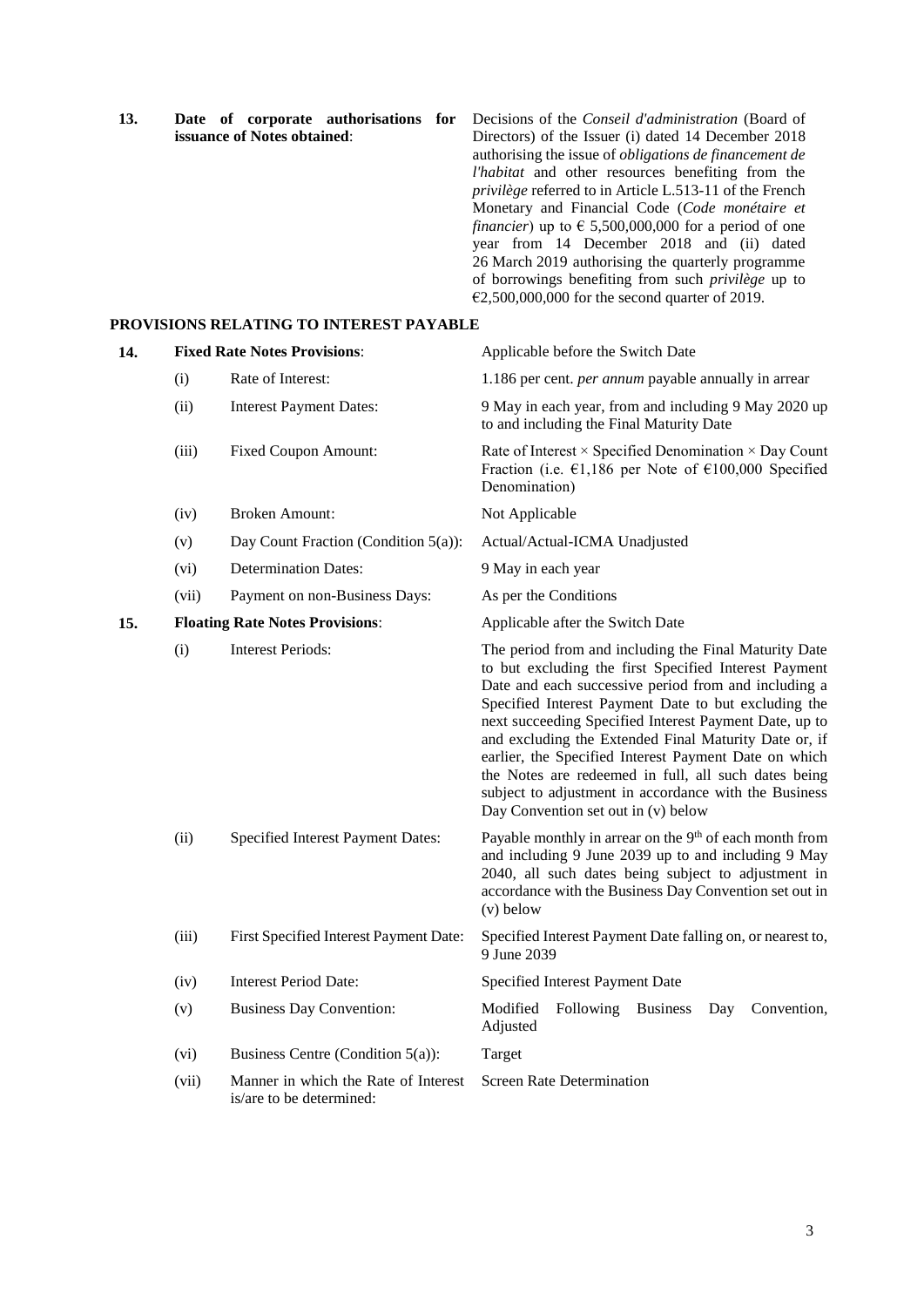| | | |
|---|---|---|
| **13.** | **Date of corporate authorisations for issuance of Notes obtained**: | Decisions of the *Conseil d'administration* (Board of Directors) of the Issuer (i) dated 14 December 2018 authorising the issue of *obligations de financement de l'habitat* and other resources benefiting from the *privilège* referred to in Article L.513-11 of the French Monetary and Financial Code (*Code monétaire et financier*) up to € 5,500,000,000 for a period of one year from 14 December 2018 and (ii) dated 26 March 2019 authorising the quarterly programme of borrowings benefiting from such *privilège* up to €2,500,000,000 for the second quarter of 2019. |

**PROVISIONS RELATING TO INTEREST PAYABLE**

| | | | |
|---|---|---|---|
| **14.** | **Fixed Rate Notes Provisions**: | | Applicable before the Switch Date |
| | (i) | Rate of Interest: | 1.186 per cent. *per annum* payable annually in arrear |
| | (ii) | Interest Payment Dates: | 9 May in each year, from and including 9 May 2020 up to and including the Final Maturity Date |
| | (iii) | Fixed Coupon Amount: | Rate of Interest × Specified Denomination × Day Count Fraction (i.e. €1,186 per Note of €100,000 Specified Denomination) |
| | (iv) | Broken Amount: | Not Applicable |
| | (v) | Day Count Fraction (Condition 5(a)): | Actual/Actual-ICMA Unadjusted |
| | (vi) | Determination Dates: | 9 May in each year |
| | (vii) | Payment on non-Business Days: | As per the Conditions |
| **15.** | **Floating Rate Notes Provisions**: | | Applicable after the Switch Date |
| | (i) | Interest Periods: | The period from and including the Final Maturity Date to but excluding the first Specified Interest Payment Date and each successive period from and including a Specified Interest Payment Date to but excluding the next succeeding Specified Interest Payment Date, up to and excluding the Extended Final Maturity Date or, if earlier, the Specified Interest Payment Date on which the Notes are redeemed in full, all such dates being subject to adjustment in accordance with the Business Day Convention set out in (v) below |
| | (ii) | Specified Interest Payment Dates: | Payable monthly in arrear on the 9th of each month from and including 9 June 2039 up to and including 9 May 2040, all such dates being subject to adjustment in accordance with the Business Day Convention set out in (v) below |
| | (iii) | First Specified Interest Payment Date: | Specified Interest Payment Date falling on, or nearest to, 9 June 2039 |
| | (iv) | Interest Period Date: | Specified Interest Payment Date |
| | (v) | Business Day Convention: | Modified Following Business Day Convention, Adjusted |
| | (vi) | Business Centre (Condition 5(a)): | Target |
| | (vii) | Manner in which the Rate of Interest is/are to be determined: | Screen Rate Determination |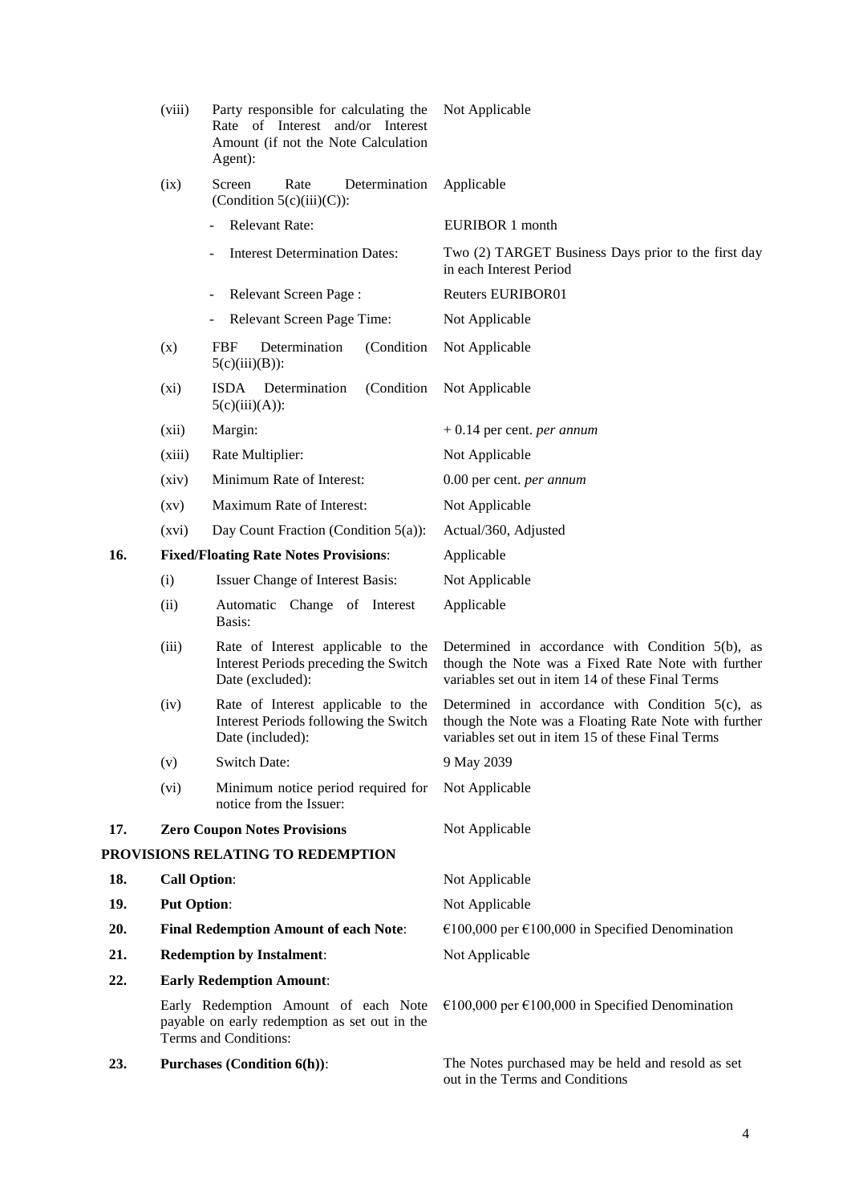| | | | |
|---|---|---|---|
| | (viii) | Party responsible for calculating the Rate of Interest and/or Interest Amount (if not the Note Calculation Agent): | Not Applicable |
| | (ix) | Screen Rate Determination (Condition 5(c)(iii)(C)): | Applicable |
| | | - Relevant Rate: | EURIBOR 1 month |
| | | - Interest Determination Dates: | Two (2) TARGET Business Days prior to the first day in each Interest Period |
| | | - Relevant Screen Page : | Reuters EURIBOR01 |
| | | - Relevant Screen Page Time: | Not Applicable |
| | (x) | FBF Determination (Condition 5(c)(iii)(B)): | Not Applicable |
| | (xi) | ISDA Determination (Condition 5(c)(iii)(A)): | Not Applicable |
| | (xii) | Margin: | + 0.14 per cent. *per annum* |
| | (xiii) | Rate Multiplier: | Not Applicable |
| | (xiv) | Minimum Rate of Interest: | 0.00 per cent. *per annum* |
| | (xv) | Maximum Rate of Interest: | Not Applicable |
| | (xvi) | Day Count Fraction (Condition 5(a)): | Actual/360, Adjusted |
| **16.** | **Fixed/Floating Rate Notes Provisions**: | | Applicable |
| | (i) | Issuer Change of Interest Basis: | Not Applicable |
| | (ii) | Automatic Change of Interest Basis: | Applicable |
| | (iii) | Rate of Interest applicable to the Interest Periods preceding the Switch Date (excluded): | Determined in accordance with Condition 5(b), as though the Note was a Fixed Rate Note with further variables set out in item 14 of these Final Terms |
| | (iv) | Rate of Interest applicable to the Interest Periods following the Switch Date (included): | Determined in accordance with Condition 5(c), as though the Note was a Floating Rate Note with further variables set out in item 15 of these Final Terms |
| | (v) | Switch Date: | 9 May 2039 |
| | (vi) | Minimum notice period required for notice from the Issuer: | Not Applicable |
| **17.** | **Zero Coupon Notes Provisions** | | Not Applicable |

**PROVISIONS RELATING TO REDEMPTION**

| | | |
|---|---|---|
| **18.** | **Call Option**: | Not Applicable |
| **19.** | **Put Option**: | Not Applicable |
| **20.** | **Final Redemption Amount of each Note**: | €100,000 per €100,000 in Specified Denomination |
| **21.** | **Redemption by Instalment**: | Not Applicable |
| **22.** | **Early Redemption Amount**: | |
| | Early Redemption Amount of each Note payable on early redemption as set out in the Terms and Conditions: | €100,000 per €100,000 in Specified Denomination |
| **23.** | **Purchases (Condition 6(h))**: | The Notes purchased may be held and resold as set out in the Terms and Conditions |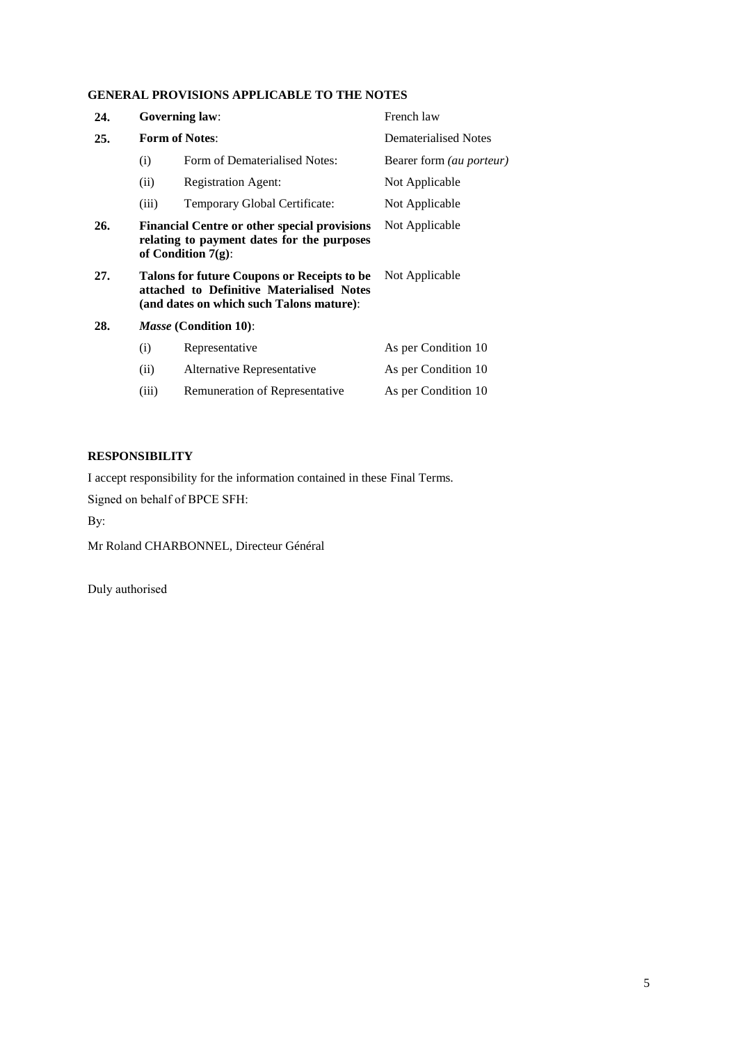**GENERAL PROVISIONS APPLICABLE TO THE NOTES**

| | | | |
|---|---|---|---|
| **24.** | **Governing law**: | | French law |
| **25.** | **Form of Notes**: | | Dematerialised Notes |
| | (i) | Form of Dematerialised Notes: | Bearer form *(au porteur)* |
| | (ii) | Registration Agent: | Not Applicable |
| | (iii) | Temporary Global Certificate: | Not Applicable |
| **26.** | **Financial Centre or other special provisions relating to payment dates for the purposes of Condition 7(g)**: | | Not Applicable |
| **27.** | **Talons for future Coupons or Receipts to be attached to Definitive Materialised Notes (and dates on which such Talons mature)**: | | Not Applicable |
| **28.** | ***Masse* (Condition 10)**: | | |
| | (i) | Representative | As per Condition 10 |
| | (ii) | Alternative Representative | As per Condition 10 |
| | (iii) | Remuneration of Representative | As per Condition 10 |

**RESPONSIBILITY**

I accept responsibility for the information contained in these Final Terms.

Signed on behalf of BPCE SFH:

By:

Mr Roland CHARBONNEL, Directeur Général

Duly authorised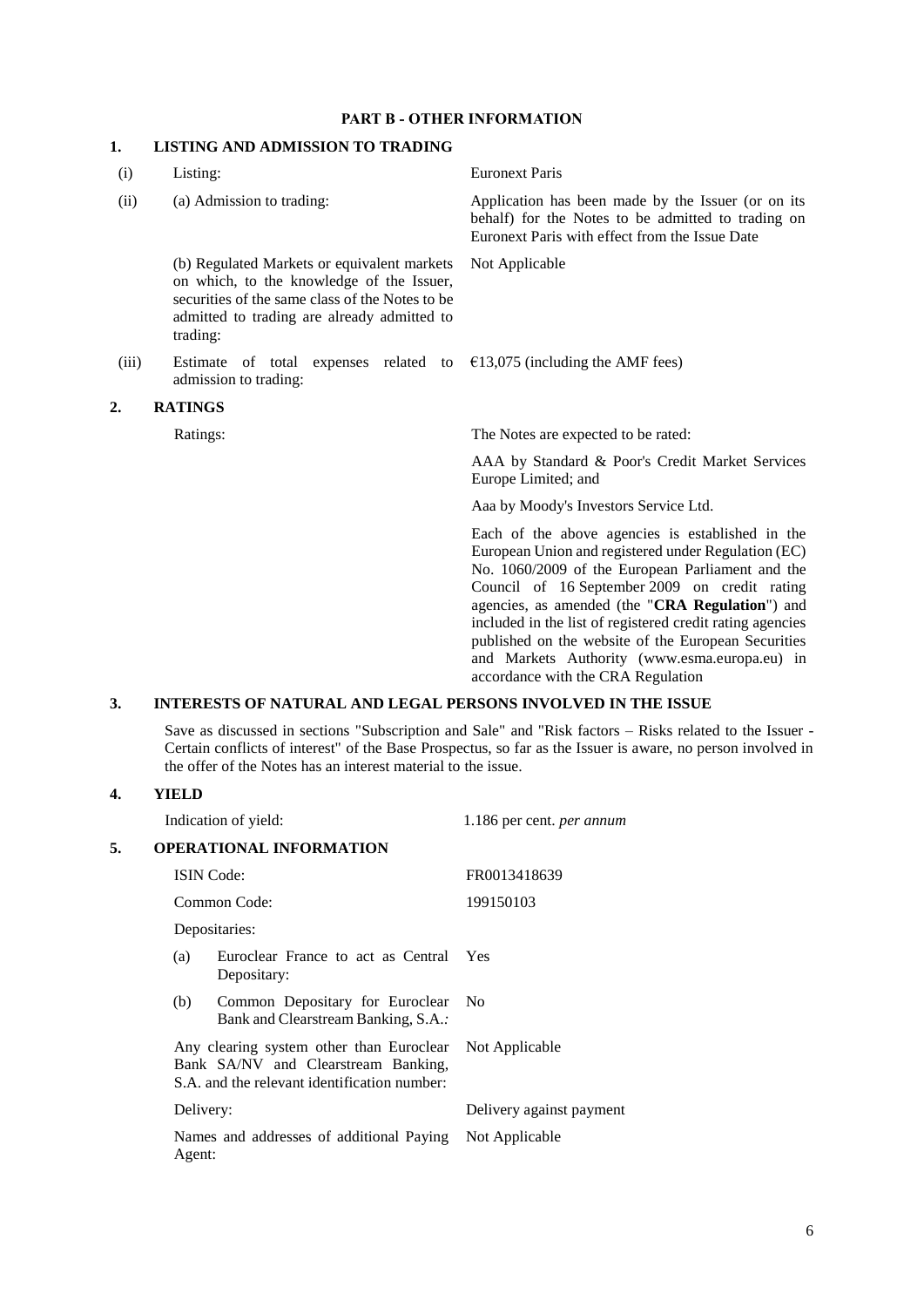## PART B - OTHER INFORMATION

### 1. LISTING AND ADMISSION TO TRADING

| | | |
|---|---|---|
| (i) | Listing: | Euronext Paris |
| (ii) | (a) Admission to trading: | Application has been made by the Issuer (or on its behalf) for the Notes to be admitted to trading on Euronext Paris with effect from the Issue Date |
| | (b) Regulated Markets or equivalent markets on which, to the knowledge of the Issuer, securities of the same class of the Notes to be admitted to trading are already admitted to trading: | Not Applicable |
| (iii) | Estimate of total expenses related to admission to trading: | €13,075 (including the AMF fees) |

### 2. RATINGS

| | |
|---|---|
| Ratings: | The Notes are expected to be rated: |
| | AAA by Standard & Poor's Credit Market Services Europe Limited; and |
| | Aaa by Moody's Investors Service Ltd. |
| | Each of the above agencies is established in the European Union and registered under Regulation (EC) No. 1060/2009 of the European Parliament and the Council of 16 September 2009 on credit rating agencies, as amended (the "**CRA Regulation**") and included in the list of registered credit rating agencies published on the website of the European Securities and Markets Authority (www.esma.europa.eu) in accordance with the CRA Regulation |

### 3. INTERESTS OF NATURAL AND LEGAL PERSONS INVOLVED IN THE ISSUE

Save as discussed in sections "Subscription and Sale" and "Risk factors – Risks related to the Issuer - Certain conflicts of interest" of the Base Prospectus, so far as the Issuer is aware, no person involved in the offer of the Notes has an interest material to the issue.

### 4. YIELD

| | |
|---|---|
| Indication of yield: | 1.186 per cent. *per annum* |

### 5. OPERATIONAL INFORMATION

| | |
|---|---|
| ISIN Code: | FR0013418639 |
| Common Code: | 199150103 |
| Depositaries: | |
| (a) Euroclear France to act as Central Depositary: | Yes |
| (b) Common Depositary for Euroclear Bank and Clearstream Banking, S.A.: | No |
| Any clearing system other than Euroclear Bank SA/NV and Clearstream Banking, S.A. and the relevant identification number: | Not Applicable |
| Delivery: | Delivery against payment |
| Names and addresses of additional Paying Agent: | Not Applicable |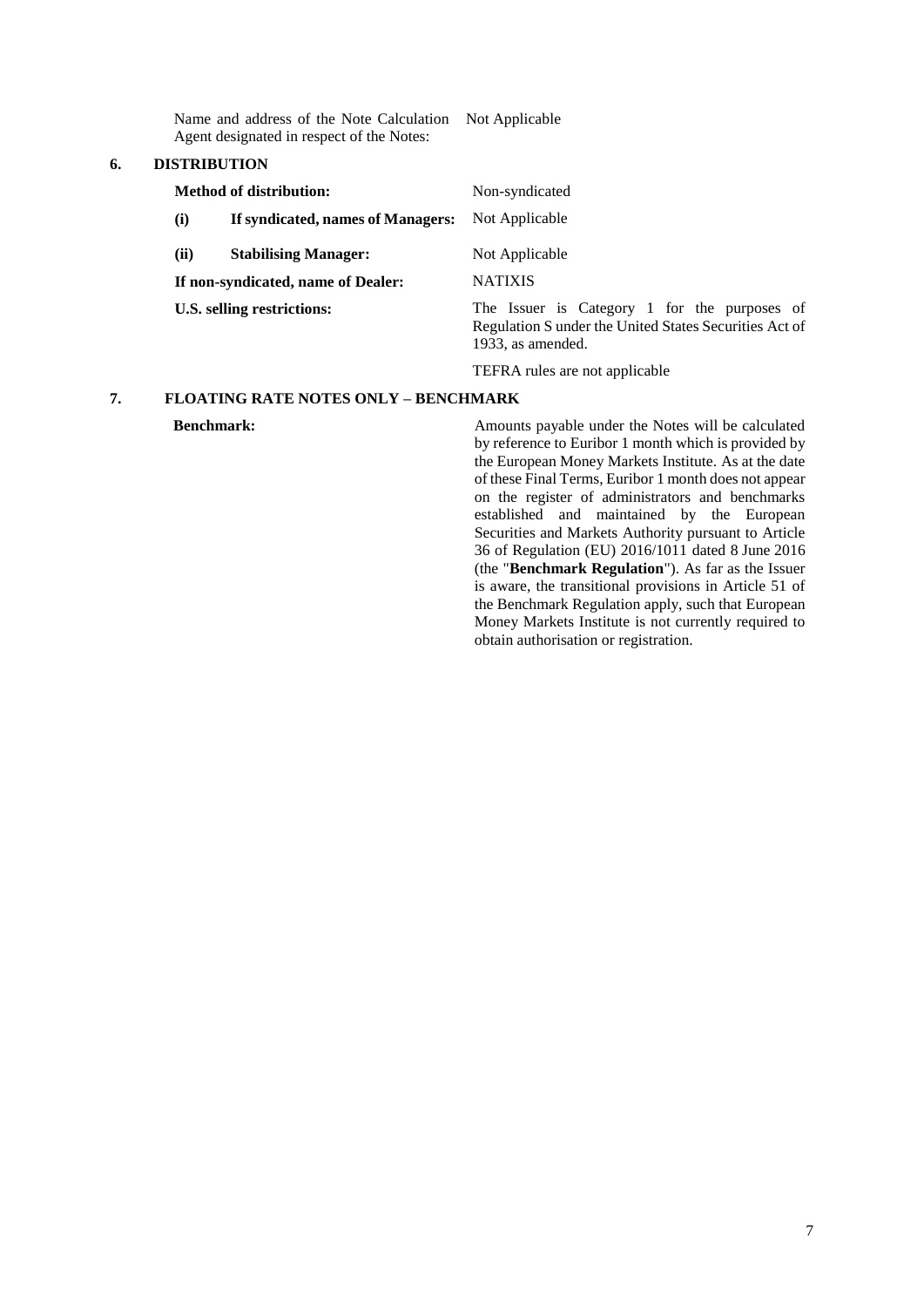| | |
|---|---|
| Name and address of the Note Calculation Agent designated in respect of the Notes: | Not Applicable |

## 6. DISTRIBUTION

| | |
|---|---|
| **Method of distribution:** | Non-syndicated |
| **(i) If syndicated, names of Managers:** | Not Applicable |
| **(ii) Stabilising Manager:** | Not Applicable |
| **If non-syndicated, name of Dealer:** | NATIXIS |
| **U.S. selling restrictions:** | The Issuer is Category 1 for the purposes of Regulation S under the United States Securities Act of 1933, as amended. |
| | TEFRA rules are not applicable |

## 7. FLOATING RATE NOTES ONLY – BENCHMARK

| | |
|---|---|
| **Benchmark:** | Amounts payable under the Notes will be calculated by reference to Euribor 1 month which is provided by the European Money Markets Institute. As at the date of these Final Terms, Euribor 1 month does not appear on the register of administrators and benchmarks established and maintained by the European Securities and Markets Authority pursuant to Article 36 of Regulation (EU) 2016/1011 dated 8 June 2016 (the "**Benchmark Regulation**"). As far as the Issuer is aware, the transitional provisions in Article 51 of the Benchmark Regulation apply, such that European Money Markets Institute is not currently required to obtain authorisation or registration. |